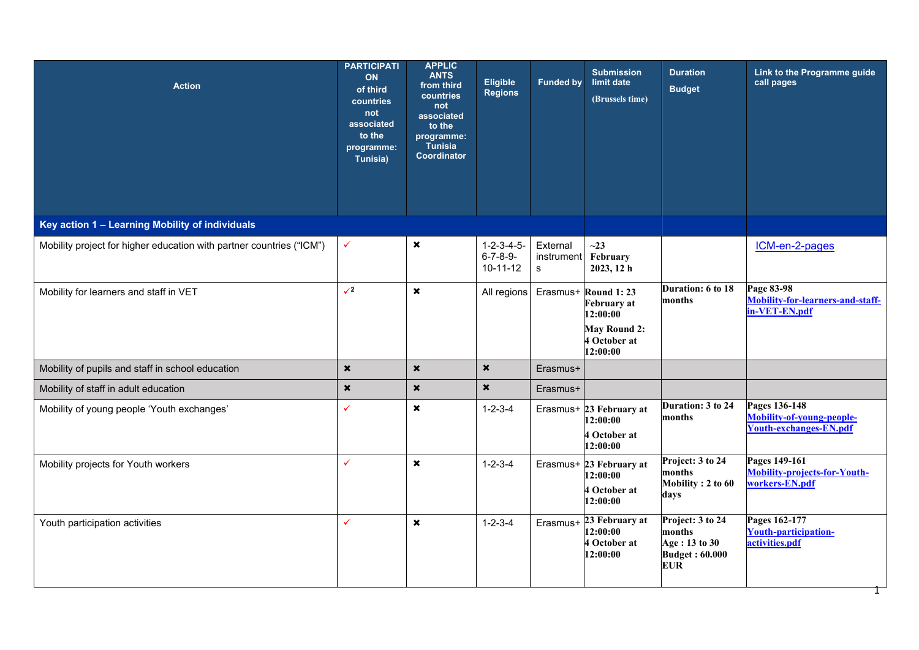| Action | PARTICIPATION of third countries not associated to the programme: Tunisia) | APPLICANTS from third countries not associated to the programme: Tunisia Coordinator | Eligible Regions | Funded by | Submission limit date (Brussels time) | Duration Budget | Link to the Programme guide call pages |
| --- | --- | --- | --- | --- | --- | --- | --- |
| **Key action 1 – Learning Mobility of individuals** | | | | | | | |
| Mobility project for higher education with partner countries ("ICM") | ✓ | ✖ | 1-2-3-4-5-6-7-8-9-10-11-12 | External instruments | **~23 February 2023, 12 h** | | ICM-en-2-pages |
| Mobility for learners and staff in VET | ✓[2] | ✖ | All regions | Erasmus+ | **Round 1: 23 February at 12:00:00** **May Round 2: 4 October at 12:00:00** | **Duration: 6 to 18 months** | **Page 83-98** **Mobility-for-learners-and-staff-in-VET-EN.pdf** |
| Mobility of pupils and staff in school education | ✖ | ✖ | ✖ | Erasmus+ | | | |
| Mobility of staff in adult education | ✖ | ✖ | ✖ | Erasmus+ | | | |
| Mobility of young people 'Youth exchanges' | ✓ | ✖ | 1-2-3-4 | Erasmus+ | **23 February at 12:00:00** **4 October at 12:00:00** | **Duration: 3 to 24 months** | **Pages 136-148** **Mobility-of-young-people-Youth-exchanges-EN.pdf** |
| Mobility projects for Youth workers | ✓ | ✖ | 1-2-3-4 | Erasmus+ | **23 February at 12:00:00** **4 October at 12:00:00** | **Project: 3 to 24 months** **Mobility : 2 to 60 days** | **Pages 149-161** **Mobility-projects-for-Youth-workers-EN.pdf** |
| Youth participation activities | ✓ | ✖ | 1-2-3-4 | Erasmus+ | **23 February at 12:00:00** **4 October at 12:00:00** | **Project: 3 to 24 months** **Age : 13 to 30** **Budget : 60.000 EUR** | **Pages 162-177** **Youth-participation-activities.pdf** |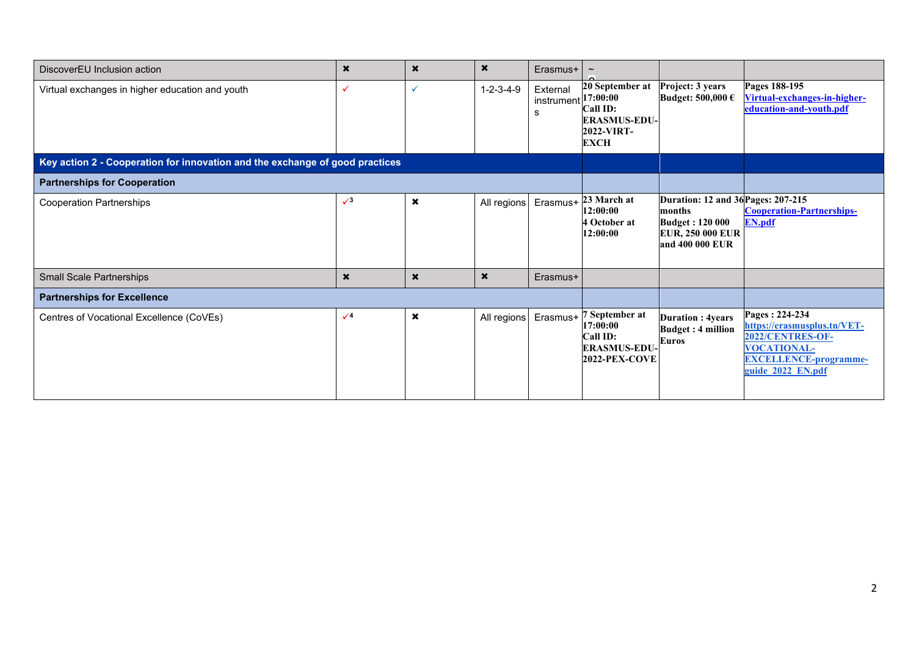| | | | | | | | |
|---|---|---|---|---|---|---|---|
| DiscoverEU Inclusion action | ✖ | ✖ | ✖ | Erasmus+ | ~ | | |
| Virtual exchanges in higher education and youth | ✓ | ✓ | 1-2-3-4-9 | External instruments | **20 September at 17:00:00**<br>**Call ID: ERASMUS-EDU-2022-VIRT-EXCH** | **Project: 3 years**<br>**Budget: 500,000 €** | **Pages 188-195**<br>**Virtual-exchanges-in-higher-education-and-youth.pdf** |
| **Key action 2 - Cooperation for innovation and the exchange of good practices** | | | | | | | |
| **Partnerships for Cooperation** | | | | | | | |
| Cooperation Partnerships | ✓[3] | ✖ | All regions | Erasmus+ | **23 March at 12:00:00**<br>**4 October at 12:00:00** | **Duration: 12 and 36 months**<br>**Budget : 120 000 EUR, 250 000 EUR and 400 000 EUR** | **Pages: 207-215**<br>**Cooperation-Partnerships-EN.pdf** |
| Small Scale Partnerships | ✖ | ✖ | ✖ | Erasmus+ | | | |
| **Partnerships for Excellence** | | | | | | | |
| Centres of Vocational Excellence (CoVEs) | ✓[4] | ✖ | All regions | Erasmus+ | **7 September at 17:00:00**<br>**Call ID: ERASMUS-EDU-2022-PEX-COVE** | **Duration : 4years**<br>**Budget : 4 million Euros** | **Pages : 224-234**<br>**https://erasmusplus.tn/VET-2022/CENTRES-OF-VOCATIONAL-EXCELLENCE-programme-guide_2022_EN.pdf** |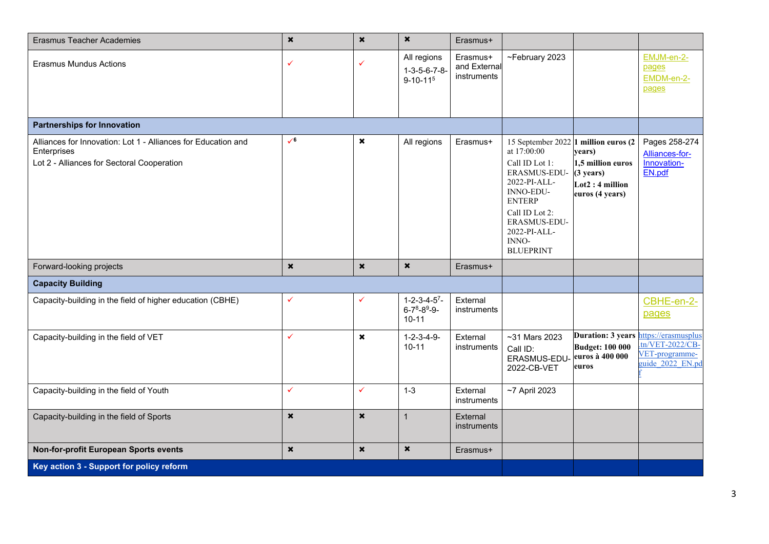| Erasmus Teacher Academies | ✖ | ✖ | ✖ | Erasmus+ | | | |
|---|---|---|---|---|---|---|---|
| Erasmus Mundus Actions | ✓ | ✓ | All regions 1-3-5-6-7-8-9-10-11[5] | Erasmus+ and External instruments | ~February 2023 | | EMJM-en-2-pages EMDM-en-2-pages |
| **Partnerships for Innovation** | | | | | | | |
| Alliances for Innovation: Lot 1 - Alliances for Education and Enterprises Lot 2 - Alliances for Sectoral Cooperation | ✓[6] | ✖ | All regions | Erasmus+ | 15 September 2022 at 17:00:00 Call ID Lot 1: ERASMUS-EDU-2022-PI-ALL-INNO-EDU-ENTERP Call ID Lot 2: ERASMUS-EDU-2022-PI-ALL-INNO-BLUEPRINT | **1 million euros (2 years)** **1,5 million euros (3 years)** **Lot2 : 4 million euros (4 years)** | Pages 258-274 Alliances-for-Innovation-EN.pdf |
| Forward-looking projects | ✖ | ✖ | ✖ | Erasmus+ | | | |
| **Capacity Building** | | | | | | | |
| Capacity-building in the field of higher education (CBHE) | ✓ | ✓ | 1-2-3-4-5[7]-6-7[8]-8[9]-9-10-11 | External instruments | | | CBHE-en-2-pages |
| Capacity-building in the field of VET | ✓ | ✖ | 1-2-3-4-9-10-11 | External instruments | ~31 Mars 2023 Call ID: ERASMUS-EDU-2022-CB-VET | **Duration: 3 years** **Budget: 100 000 euros à 400 000 euros** | https://erasmusplus.tn/VET-2022/CB-VET-programme-guide_2022_EN.pdf |
| Capacity-building in the field of Youth | ✓ | ✓ | 1-3 | External instruments | ~7 April 2023 | | |
| Capacity-building in the field of Sports | ✖ | ✖ | 1 | External instruments | | | |
| **Non-for-profit European Sports events** | ✖ | ✖ | ✖ | Erasmus+ | | | |
| **Key action 3 - Support for policy reform** | | | | | | | |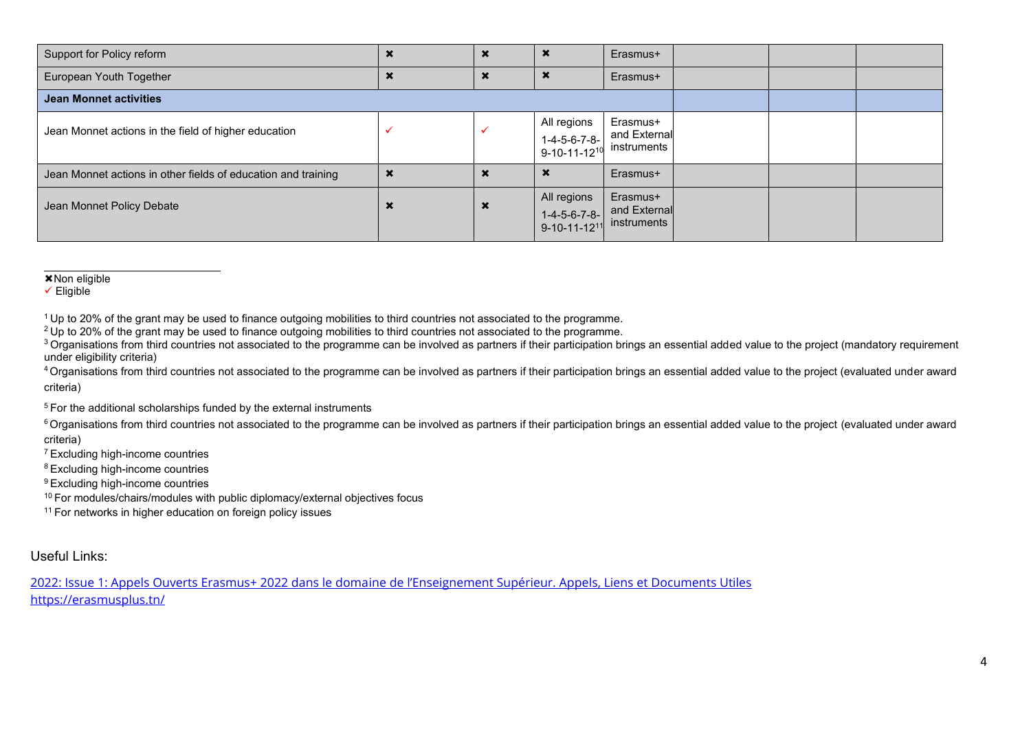| | | | | | | | |
|---|---|---|---|---|---|---|---|
| Support for Policy reform | ✖ | ✖ | ✖ | Erasmus+ | | | |
| European Youth Together | ✖ | ✖ | ✖ | Erasmus+ | | | |
| **Jean Monnet activities** | | | | | | | |
| Jean Monnet actions in the field of higher education | ✓ | ✓ | All regions 1-4-5-6-7-8-9-10-11-12[10] | Erasmus+ and External instruments | | | |
| Jean Monnet actions in other fields of education and training | ✖ | ✖ | ✖ | Erasmus+ | | | |
| Jean Monnet Policy Debate | ✖ | ✖ | All regions 1-4-5-6-7-8-9-10-11-12[11] | Erasmus+ and External instruments | | | |

✖Non eligible
✓ Eligible

[1] Up to 20% of the grant may be used to finance outgoing mobilities to third countries not associated to the programme.
[2] Up to 20% of the grant may be used to finance outgoing mobilities to third countries not associated to the programme.
[3] Organisations from third countries not associated to the programme can be involved as partners if their participation brings an essential added value to the project (mandatory requirement under eligibility criteria)
[4] Organisations from third countries not associated to the programme can be involved as partners if their participation brings an essential added value to the project (evaluated under award criteria)
[5] For the additional scholarships funded by the external instruments
[6] Organisations from third countries not associated to the programme can be involved as partners if their participation brings an essential added value to the project (evaluated under award criteria)
[7] Excluding high-income countries
[8] Excluding high-income countries
[9] Excluding high-income countries
[10] For modules/chairs/modules with public diplomacy/external objectives focus
[11] For networks in higher education on foreign policy issues

Useful Links:

[2022: Issue 1: Appels Ouverts Erasmus+ 2022 dans le domaine de l'Enseignement Supérieur. Appels, Liens et Documents Utiles](https://erasmusplus.tn/)
[https://erasmusplus.tn/](https://erasmusplus.tn/)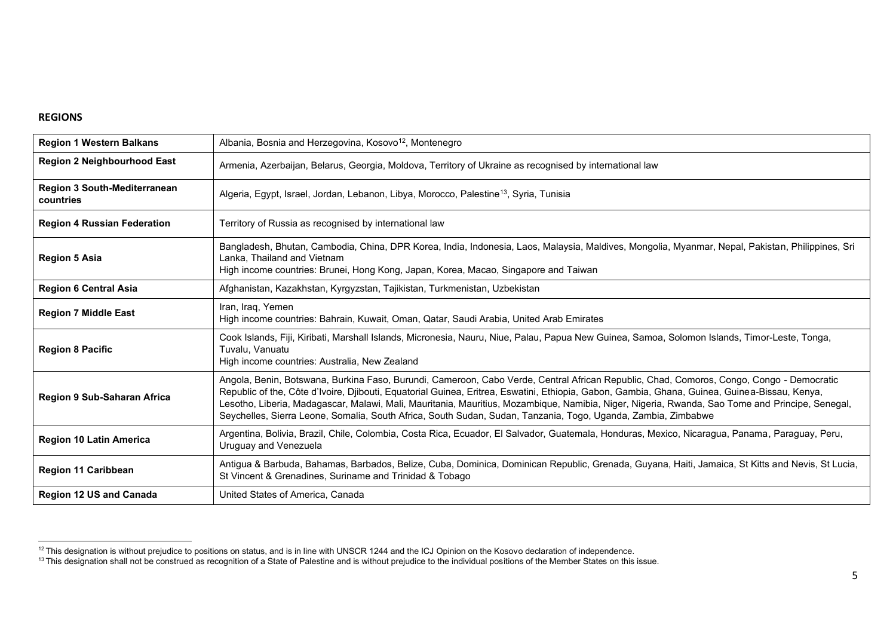**REGIONS**

| **Region 1 Western Balkans** | Albania, Bosnia and Herzegovina, Kosovo[12], Montenegro |
|---|---|
| **Region 2 Neighbourhood East** | Armenia, Azerbaijan, Belarus, Georgia, Moldova, Territory of Ukraine as recognised by international law |
| **Region 3 South-Mediterranean countries** | Algeria, Egypt, Israel, Jordan, Lebanon, Libya, Morocco, Palestine[13], Syria, Tunisia |
| **Region 4 Russian Federation** | Territory of Russia as recognised by international law |
| **Region 5 Asia** | Bangladesh, Bhutan, Cambodia, China, DPR Korea, India, Indonesia, Laos, Malaysia, Maldives, Mongolia, Myanmar, Nepal, Pakistan, Philippines, Sri Lanka, Thailand and Vietnam<br>High income countries: Brunei, Hong Kong, Japan, Korea, Macao, Singapore and Taiwan |
| **Region 6 Central Asia** | Afghanistan, Kazakhstan, Kyrgyzstan, Tajikistan, Turkmenistan, Uzbekistan |
| **Region 7 Middle East** | Iran, Iraq, Yemen<br>High income countries: Bahrain, Kuwait, Oman, Qatar, Saudi Arabia, United Arab Emirates |
| **Region 8 Pacific** | Cook Islands, Fiji, Kiribati, Marshall Islands, Micronesia, Nauru, Niue, Palau, Papua New Guinea, Samoa, Solomon Islands, Timor-Leste, Tonga, Tuvalu, Vanuatu<br>High income countries: Australia, New Zealand |
| **Region 9 Sub-Saharan Africa** | Angola, Benin, Botswana, Burkina Faso, Burundi, Cameroon, Cabo Verde, Central African Republic, Chad, Comoros, Congo, Congo - Democratic Republic of the, Côte d'Ivoire, Djibouti, Equatorial Guinea, Eritrea, Eswatini, Ethiopia, Gabon, Gambia, Ghana, Guinea, Guinea-Bissau, Kenya, Lesotho, Liberia, Madagascar, Malawi, Mali, Mauritania, Mauritius, Mozambique, Namibia, Niger, Nigeria, Rwanda, Sao Tome and Principe, Senegal, Seychelles, Sierra Leone, Somalia, South Africa, South Sudan, Sudan, Tanzania, Togo, Uganda, Zambia, Zimbabwe |
| **Region 10 Latin America** | Argentina, Bolivia, Brazil, Chile, Colombia, Costa Rica, Ecuador, El Salvador, Guatemala, Honduras, Mexico, Nicaragua, Panama, Paraguay, Peru, Uruguay and Venezuela |
| **Region 11 Caribbean** | Antigua & Barbuda, Bahamas, Barbados, Belize, Cuba, Dominica, Dominican Republic, Grenada, Guyana, Haiti, Jamaica, St Kitts and Nevis, St Lucia, St Vincent & Grenadines, Suriname and Trinidad & Tobago |
| **Region 12 US and Canada** | United States of America, Canada |

[12] This designation is without prejudice to positions on status, and is in line with UNSCR 1244 and the ICJ Opinion on the Kosovo declaration of independence.

[13] This designation shall not be construed as recognition of a State of Palestine and is without prejudice to the individual positions of the Member States on this issue.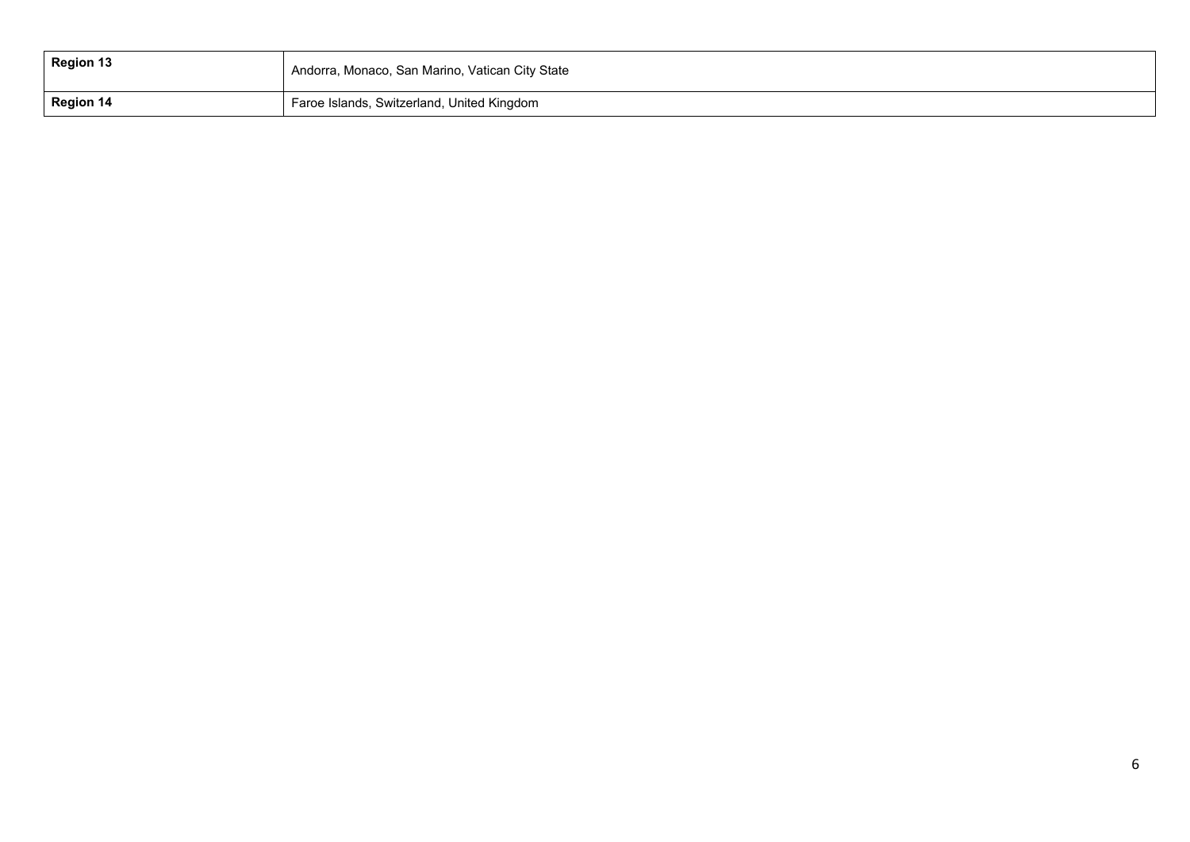| | |
|---|---|
| **Region 13** | Andorra, Monaco, San Marino, Vatican City State |
| **Region 14** | Faroe Islands, Switzerland, United Kingdom |